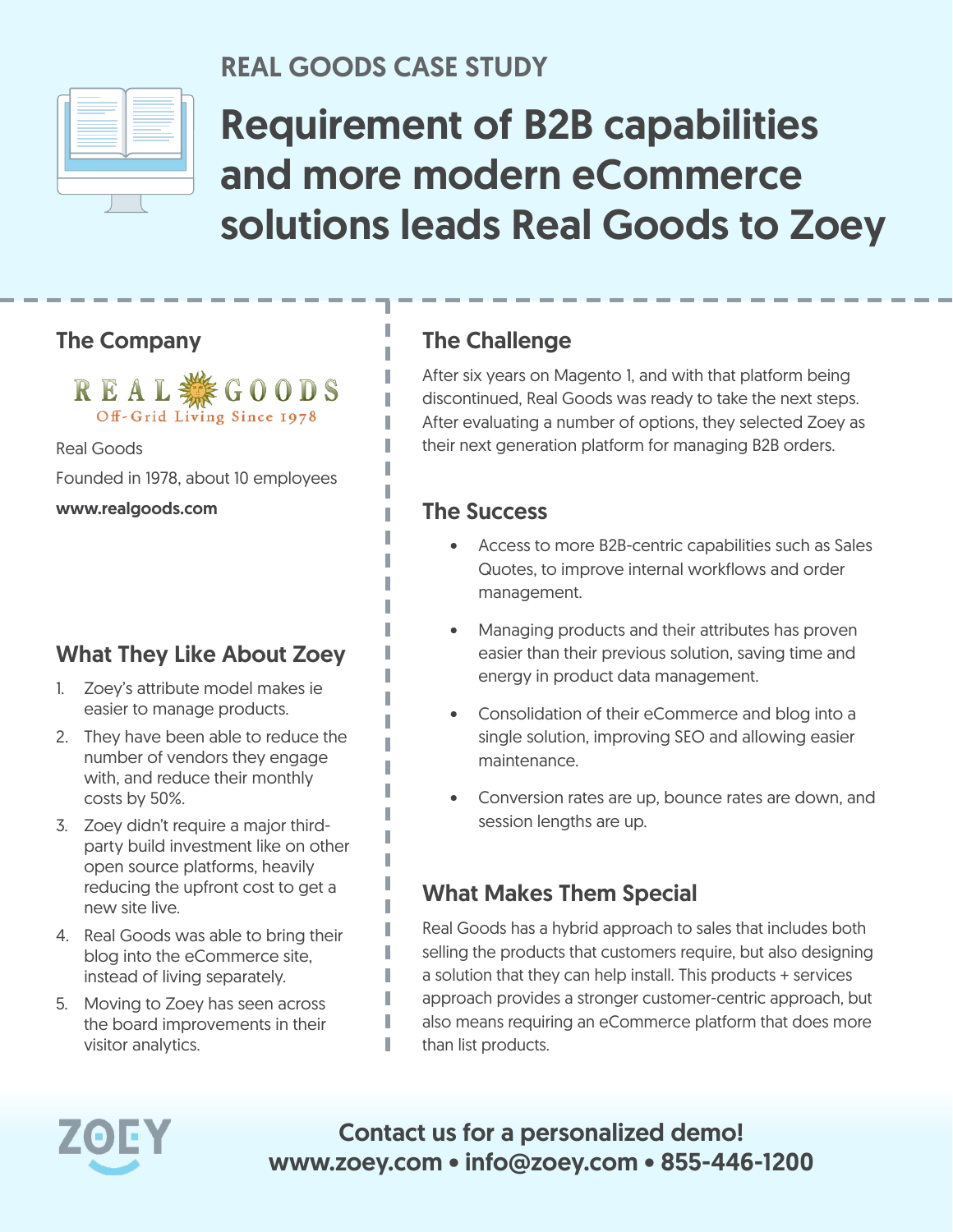## REAL GOODS CASE STUDY

# Requirement of B2B capabilities and more modern eCommerce solutions leads Real Goods to Zoey

## The Company

REAL GOODS
Off-Grid Living Since 1978

Real Goods

Founded in 1978, about 10 employees

**www.realgoods.com**

## What They Like About Zoey

1. Zoey's attribute model makes ie easier to manage products.
2. They have been able to reduce the number of vendors they engage with, and reduce their monthly costs by 50%.
3. Zoey didn't require a major third-party build investment like on other open source platforms, heavily reducing the upfront cost to get a new site live.
4. Real Goods was able to bring their blog into the eCommerce site, instead of living separately.
5. Moving to Zoey has seen across the board improvements in their visitor analytics.

## The Challenge

After six years on Magento 1, and with that platform being discontinued, Real Goods was ready to take the next steps. After evaluating a number of options, they selected Zoey as their next generation platform for managing B2B orders.

## The Success

- Access to more B2B-centric capabilities such as Sales Quotes, to improve internal workflows and order management.
- Managing products and their attributes has proven easier than their previous solution, saving time and energy in product data management.
- Consolidation of their eCommerce and blog into a single solution, improving SEO and allowing easier maintenance.
- Conversion rates are up, bounce rates are down, and session lengths are up.

## What Makes Them Special

Real Goods has a hybrid approach to sales that includes both selling the products that customers require, but also designing a solution that they can help install. This products + services approach provides a stronger customer-centric approach, but also means requiring an eCommerce platform that does more than list products.

ZOEY

**Contact us for a personalized demo!**
**www.zoey.com • info@zoey.com • 855-446-1200**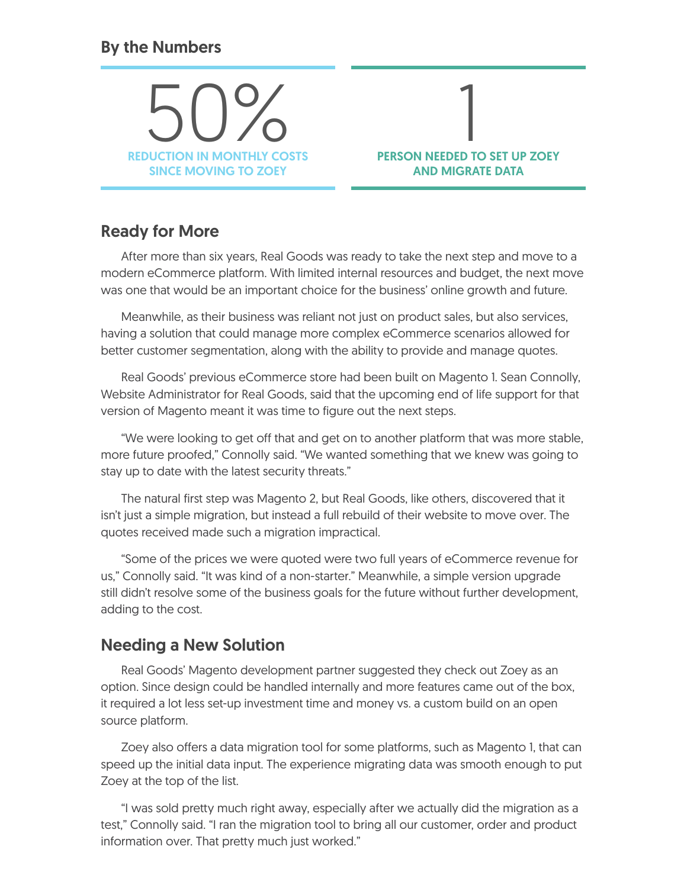## By the Numbers

**50%**
**REDUCTION IN MONTHLY COSTS SINCE MOVING TO ZOEY**

**1**
**PERSON NEEDED TO SET UP ZOEY AND MIGRATE DATA**

## Ready for More

After more than six years, Real Goods was ready to take the next step and move to a modern eCommerce platform. With limited internal resources and budget, the next move was one that would be an important choice for the business' online growth and future.

Meanwhile, as their business was reliant not just on product sales, but also services, having a solution that could manage more complex eCommerce scenarios allowed for better customer segmentation, along with the ability to provide and manage quotes.

Real Goods' previous eCommerce store had been built on Magento 1. Sean Connolly, Website Administrator for Real Goods, said that the upcoming end of life support for that version of Magento meant it was time to figure out the next steps.

"We were looking to get off that and get on to another platform that was more stable, more future proofed," Connolly said. "We wanted something that we knew was going to stay up to date with the latest security threats."

The natural first step was Magento 2, but Real Goods, like others, discovered that it isn't just a simple migration, but instead a full rebuild of their website to move over. The quotes received made such a migration impractical.

"Some of the prices we were quoted were two full years of eCommerce revenue for us," Connolly said. "It was kind of a non-starter." Meanwhile, a simple version upgrade still didn't resolve some of the business goals for the future without further development, adding to the cost.

## Needing a New Solution

Real Goods' Magento development partner suggested they check out Zoey as an option. Since design could be handled internally and more features came out of the box, it required a lot less set-up investment time and money vs. a custom build on an open source platform.

Zoey also offers a data migration tool for some platforms, such as Magento 1, that can speed up the initial data input. The experience migrating data was smooth enough to put Zoey at the top of the list.

"I was sold pretty much right away, especially after we actually did the migration as a test," Connolly said. "I ran the migration tool to bring all our customer, order and product information over. That pretty much just worked."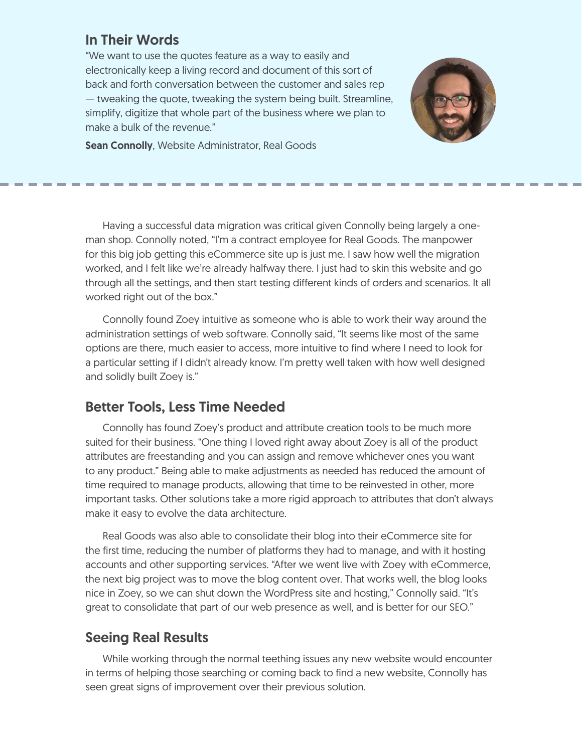## In Their Words

"We want to use the quotes feature as a way to easily and electronically keep a living record and document of this sort of back and forth conversation between the customer and sales rep — tweaking the quote, tweaking the system being built. Streamline, simplify, digitize that whole part of the business where we plan to make a bulk of the revenue."

**Sean Connolly**, Website Administrator, Real Goods

Having a successful data migration was critical given Connolly being largely a one-man shop. Connolly noted, "I'm a contract employee for Real Goods. The manpower for this big job getting this eCommerce site up is just me. I saw how well the migration worked, and I felt like we're already halfway there. I just had to skin this website and go through all the settings, and then start testing different kinds of orders and scenarios. It all worked right out of the box."

Connolly found Zoey intuitive as someone who is able to work their way around the administration settings of web software. Connolly said, "It seems like most of the same options are there, much easier to access, more intuitive to find where I need to look for a particular setting if I didn't already know. I'm pretty well taken with how well designed and solidly built Zoey is."

## Better Tools, Less Time Needed

Connolly has found Zoey's product and attribute creation tools to be much more suited for their business. "One thing I loved right away about Zoey is all of the product attributes are freestanding and you can assign and remove whichever ones you want to any product." Being able to make adjustments as needed has reduced the amount of time required to manage products, allowing that time to be reinvested in other, more important tasks. Other solutions take a more rigid approach to attributes that don't always make it easy to evolve the data architecture.

Real Goods was also able to consolidate their blog into their eCommerce site for the first time, reducing the number of platforms they had to manage, and with it hosting accounts and other supporting services. "After we went live with Zoey with eCommerce, the next big project was to move the blog content over. That works well, the blog looks nice in Zoey, so we can shut down the WordPress site and hosting," Connolly said. "It's great to consolidate that part of our web presence as well, and is better for our SEO."

## Seeing Real Results

While working through the normal teething issues any new website would encounter in terms of helping those searching or coming back to find a new website, Connolly has seen great signs of improvement over their previous solution.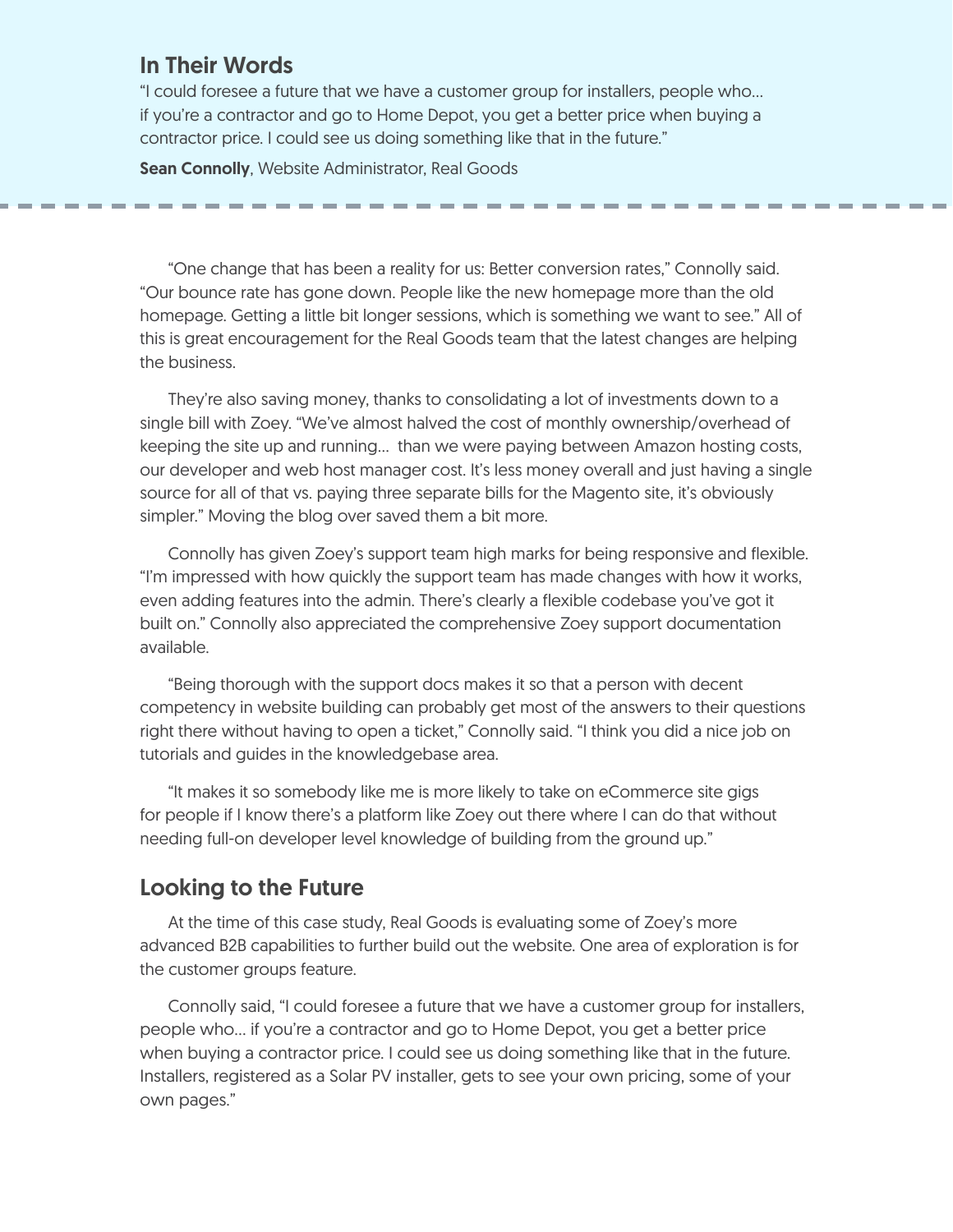## In Their Words

"I could foresee a future that we have a customer group for installers, people who… if you're a contractor and go to Home Depot, you get a better price when buying a contractor price. I could see us doing something like that in the future."

**Sean Connolly**, Website Administrator, Real Goods

---

"One change that has been a reality for us: Better conversion rates," Connolly said. "Our bounce rate has gone down. People like the new homepage more than the old homepage. Getting a little bit longer sessions, which is something we want to see." All of this is great encouragement for the Real Goods team that the latest changes are helping the business.

They're also saving money, thanks to consolidating a lot of investments down to a single bill with Zoey. "We've almost halved the cost of monthly ownership/overhead of keeping the site up and running… than we were paying between Amazon hosting costs, our developer and web host manager cost. It's less money overall and just having a single source for all of that vs. paying three separate bills for the Magento site, it's obviously simpler." Moving the blog over saved them a bit more.

Connolly has given Zoey's support team high marks for being responsive and flexible. "I'm impressed with how quickly the support team has made changes with how it works, even adding features into the admin. There's clearly a flexible codebase you've got it built on." Connolly also appreciated the comprehensive Zoey support documentation available.

"Being thorough with the support docs makes it so that a person with decent competency in website building can probably get most of the answers to their questions right there without having to open a ticket," Connolly said. "I think you did a nice job on tutorials and guides in the knowledgebase area.

"It makes it so somebody like me is more likely to take on eCommerce site gigs for people if I know there's a platform like Zoey out there where I can do that without needing full-on developer level knowledge of building from the ground up."

## Looking to the Future

At the time of this case study, Real Goods is evaluating some of Zoey's more advanced B2B capabilities to further build out the website. One area of exploration is for the customer groups feature.

Connolly said, "I could foresee a future that we have a customer group for installers, people who… if you're a contractor and go to Home Depot, you get a better price when buying a contractor price. I could see us doing something like that in the future. Installers, registered as a Solar PV installer, gets to see your own pricing, some of your own pages."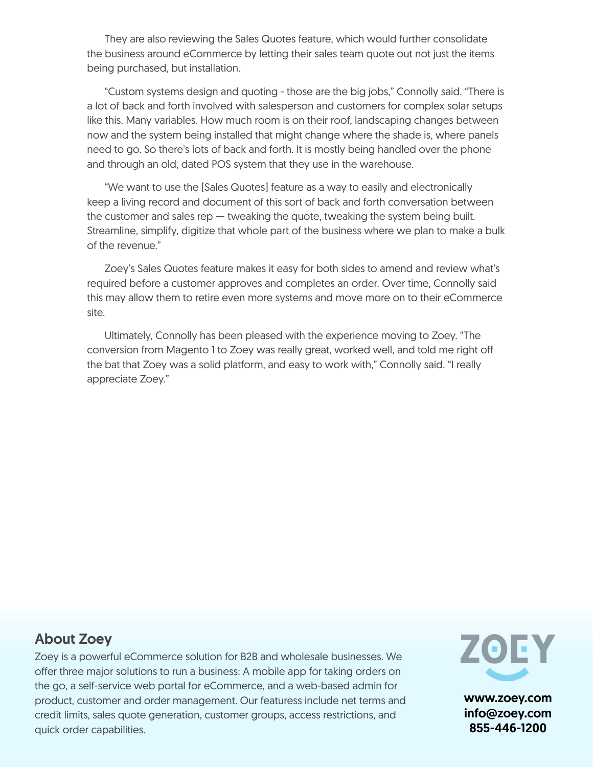They are also reviewing the Sales Quotes feature, which would further consolidate the business around eCommerce by letting their sales team quote out not just the items being purchased, but installation.

"Custom systems design and quoting - those are the big jobs," Connolly said. "There is a lot of back and forth involved with salesperson and customers for complex solar setups like this. Many variables. How much room is on their roof, landscaping changes between now and the system being installed that might change where the shade is, where panels need to go. So there's lots of back and forth. It is mostly being handled over the phone and through an old, dated POS system that they use in the warehouse.

"We want to use the [Sales Quotes] feature as a way to easily and electronically keep a living record and document of this sort of back and forth conversation between the customer and sales rep — tweaking the quote, tweaking the system being built. Streamline, simplify, digitize that whole part of the business where we plan to make a bulk of the revenue."

Zoey's Sales Quotes feature makes it easy for both sides to amend and review what's required before a customer approves and completes an order. Over time, Connolly said this may allow them to retire even more systems and move more on to their eCommerce site.

Ultimately, Connolly has been pleased with the experience moving to Zoey. "The conversion from Magento 1 to Zoey was really great, worked well, and told me right off the bat that Zoey was a solid platform, and easy to work with," Connolly said. "I really appreciate Zoey."

## About Zoey

Zoey is a powerful eCommerce solution for B2B and wholesale businesses. We offer three major solutions to run a business: A mobile app for taking orders on the go, a self-service web portal for eCommerce, and a web-based admin for product, customer and order management. Our featuress include net terms and credit limits, sales quote generation, customer groups, access restrictions, and quick order capabilities.

ZOEY

**www.zoey.com**
**info@zoey.com**
**855-446-1200**